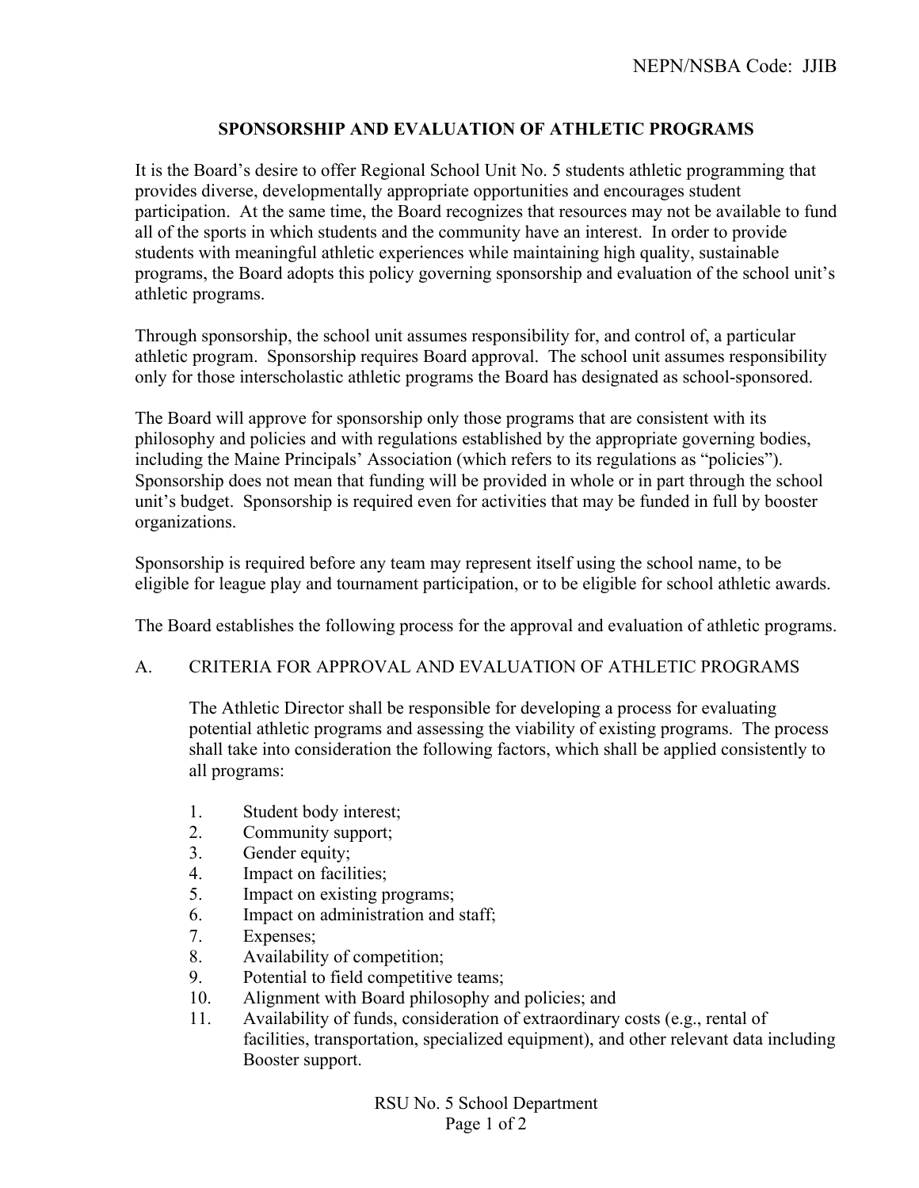NEPN/NSBA Code: JJIB

# SPONSORSHIP AND EVALUATION OF ATHLETIC PROGRAMS

It is the Board's desire to offer Regional School Unit No. 5 students athletic programming that provides diverse, developmentally appropriate opportunities and encourages student participation. At the same time, the Board recognizes that resources may not be available to fund all of the sports in which students and the community have an interest. In order to provide students with meaningful athletic experiences while maintaining high quality, sustainable programs, the Board adopts this policy governing sponsorship and evaluation of the school unit's athletic programs.

Through sponsorship, the school unit assumes responsibility for, and control of, a particular athletic program. Sponsorship requires Board approval. The school unit assumes responsibility only for those interscholastic athletic programs the Board has designated as school-sponsored.

The Board will approve for sponsorship only those programs that are consistent with its philosophy and policies and with regulations established by the appropriate governing bodies, including the Maine Principals' Association (which refers to its regulations as "policies"). Sponsorship does not mean that funding will be provided in whole or in part through the school unit's budget. Sponsorship is required even for activities that may be funded in full by booster organizations.

Sponsorship is required before any team may represent itself using the school name, to be eligible for league play and tournament participation, or to be eligible for school athletic awards.

The Board establishes the following process for the approval and evaluation of athletic programs.

## A. CRITERIA FOR APPROVAL AND EVALUATION OF ATHLETIC PROGRAMS

The Athletic Director shall be responsible for developing a process for evaluating potential athletic programs and assessing the viability of existing programs. The process shall take into consideration the following factors, which shall be applied consistently to all programs:

1. Student body interest;
2. Community support;
3. Gender equity;
4. Impact on facilities;
5. Impact on existing programs;
6. Impact on administration and staff;
7. Expenses;
8. Availability of competition;
9. Potential to field competitive teams;
10. Alignment with Board philosophy and policies; and
11. Availability of funds, consideration of extraordinary costs (e.g., rental of facilities, transportation, specialized equipment), and other relevant data including Booster support.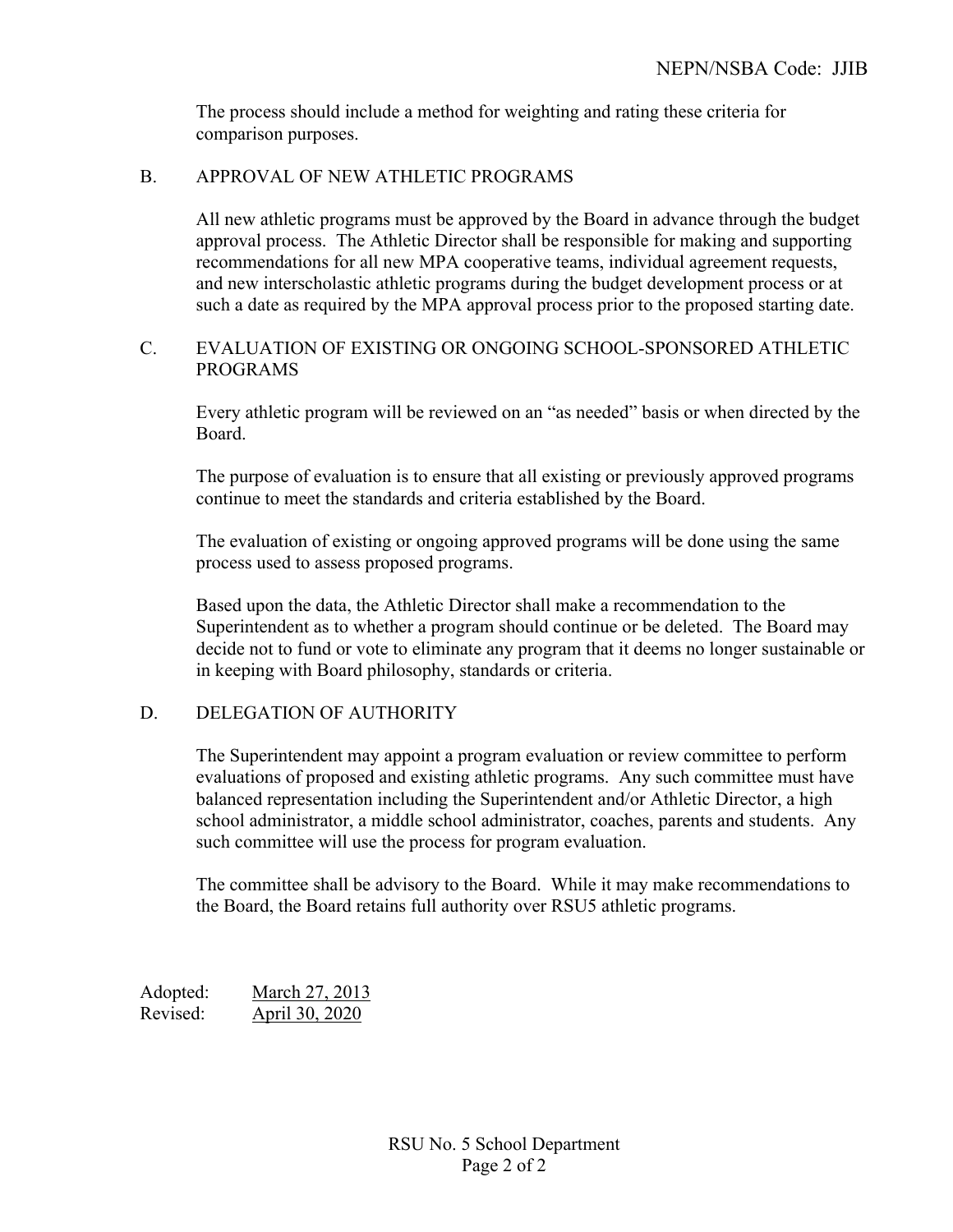The process should include a method for weighting and rating these criteria for comparison purposes.

## B. APPROVAL OF NEW ATHLETIC PROGRAMS

All new athletic programs must be approved by the Board in advance through the budget approval process. The Athletic Director shall be responsible for making and supporting recommendations for all new MPA cooperative teams, individual agreement requests, and new interscholastic athletic programs during the budget development process or at such a date as required by the MPA approval process prior to the proposed starting date.

## C. EVALUATION OF EXISTING OR ONGOING SCHOOL-SPONSORED ATHLETIC PROGRAMS

Every athletic program will be reviewed on an "as needed" basis or when directed by the Board.

The purpose of evaluation is to ensure that all existing or previously approved programs continue to meet the standards and criteria established by the Board.

The evaluation of existing or ongoing approved programs will be done using the same process used to assess proposed programs.

Based upon the data, the Athletic Director shall make a recommendation to the Superintendent as to whether a program should continue or be deleted. The Board may decide not to fund or vote to eliminate any program that it deems no longer sustainable or in keeping with Board philosophy, standards or criteria.

## D. DELEGATION OF AUTHORITY

The Superintendent may appoint a program evaluation or review committee to perform evaluations of proposed and existing athletic programs. Any such committee must have balanced representation including the Superintendent and/or Athletic Director, a high school administrator, a middle school administrator, coaches, parents and students. Any such committee will use the process for program evaluation.

The committee shall be advisory to the Board. While it may make recommendations to the Board, the Board retains full authority over RSU5 athletic programs.

Adopted: March 27, 2013
Revised: April 30, 2020